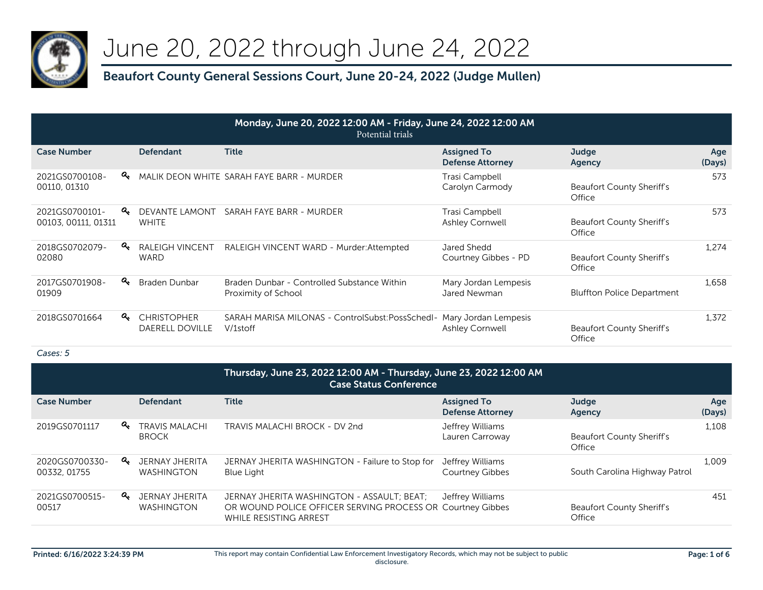# June 20, 2022 through June 24, 2022

## Beaufort County General Sessions Court, June 20-24, 2022 (Judge Mullen)

**Monday, June 20, 2022 12:00 AM - Friday, June 24, 2022 12:00 AM**
Potential trials

| Case Number | Defendant | Title | Assigned To / Defense Attorney | Judge / Agency | Age (Days) |
|---|---|---|---|---|---|
| 2021GS0700108-00110, 01310 | MALIK DEON WHITE | SARAH FAYE BARR - MURDER | Trasi Campbell / Carolyn Carmody | Beaufort County Sheriff's Office | 573 |
| 2021GS0700101-00103, 00111, 01311 | DEVANTE LAMONT WHITE | SARAH FAYE BARR - MURDER | Trasi Campbell / Ashley Cornwell | Beaufort County Sheriff's Office | 573 |
| 2018GS0702079-02080 | RALEIGH VINCENT WARD | RALEIGH VINCENT WARD - Murder:Attempted | Jared Shedd / Courtney Gibbes - PD | Beaufort County Sheriff's Office | 1,274 |
| 2017GS0701908-01909 | Braden Dunbar | Braden Dunbar - Controlled Substance Within Proximity of School | Mary Jordan Lempesis / Jared Newman | Bluffton Police Department | 1,658 |
| 2018GS0701664 | CHRISTOPHER DAERELL DOVILLE | SARAH MARISA MILONAS - ControlSubst:PossSchedI-V/1stoff | Mary Jordan Lempesis / Ashley Cornwell | Beaufort County Sheriff's Office | 1,372 |

*Cases: 5*

**Thursday, June 23, 2022 12:00 AM - Thursday, June 23, 2022 12:00 AM**
**Case Status Conference**

| Case Number | Defendant | Title | Assigned To / Defense Attorney | Judge / Agency | Age (Days) |
|---|---|---|---|---|---|
| 2019GS0701117 | TRAVIS MALACHI BROCK | TRAVIS MALACHI BROCK - DV 2nd | Jeffrey Williams / Lauren Carroway | Beaufort County Sheriff's Office | 1,108 |
| 2020GS0700330-00332, 01755 | JERNAY JHERITA WASHINGTON | JERNAY JHERITA WASHINGTON - Failure to Stop for Blue Light | Jeffrey Williams / Courtney Gibbes | South Carolina Highway Patrol | 1,009 |
| 2021GS0700515-00517 | JERNAY JHERITA WASHINGTON | JERNAY JHERITA WASHINGTON - ASSAULT; BEAT; OR WOUND POLICE OFFICER SERVING PROCESS OR WHILE RESISTING ARREST | Jeffrey Williams / Courtney Gibbes | Beaufort County Sheriff's Office | 451 |

Printed: 6/16/2022 3:24:39 PM

This report may contain Confidential Law Enforcement Investigatory Records, which may not be subject to public disclosure.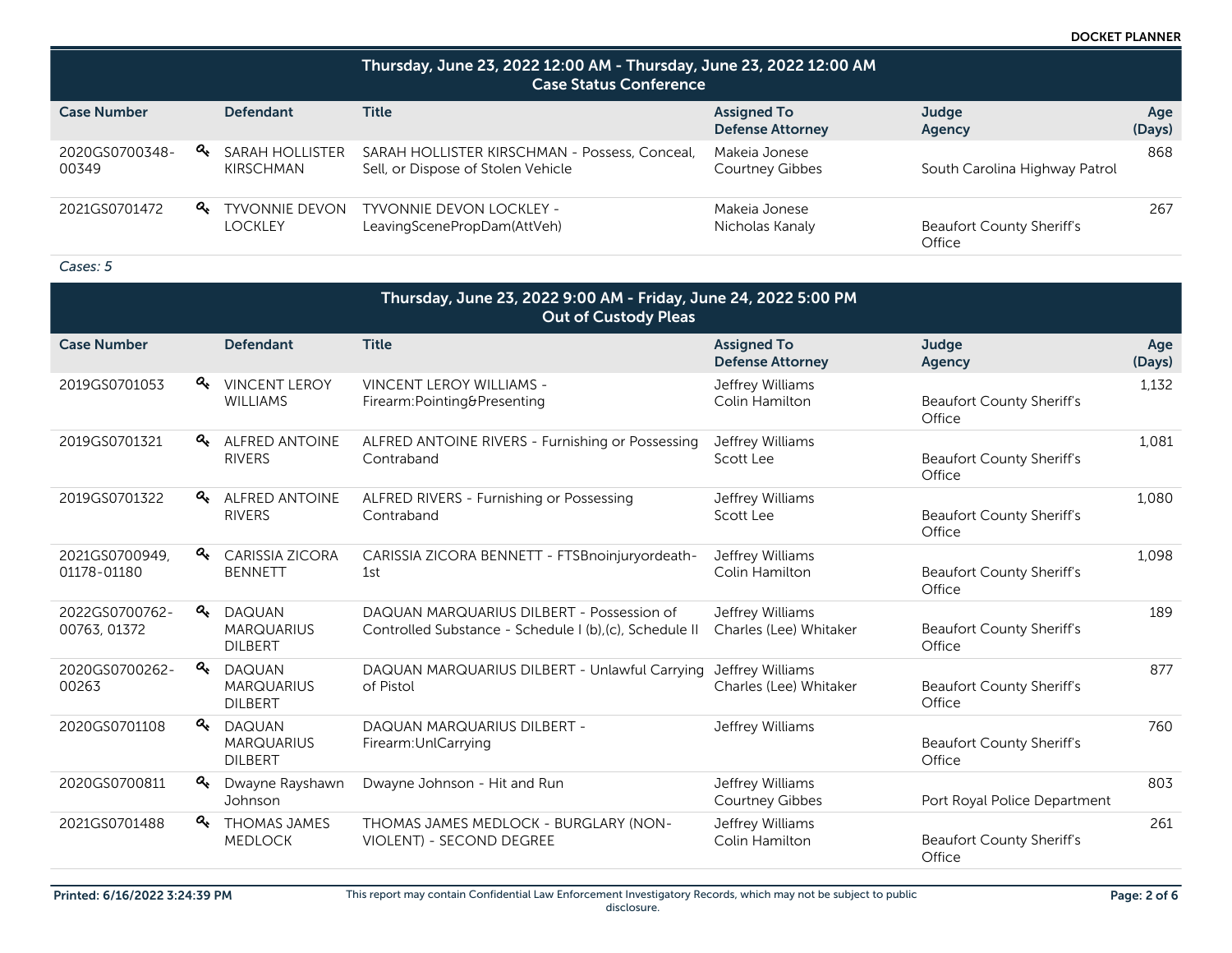## Thursday, June 23, 2022 12:00 AM - Thursday, June 23, 2022 12:00 AM
### Case Status Conference

| Case Number | Defendant | Title | Assigned To / Defense Attorney | Judge / Agency | Age (Days) |
|---|---|---|---|---|---|
| 2020GS0700348-00349 | SARAH HOLLISTER KIRSCHMAN | SARAH HOLLISTER KIRSCHMAN - Possess, Conceal, Sell, or Dispose of Stolen Vehicle | Makeia Jonese / Courtney Gibbes | South Carolina Highway Patrol | 868 |
| 2021GS0701472 | TYVONNIE DEVON LOCKLEY | TYVONNIE DEVON LOCKLEY - LeavingScenePropDam(AttVeh) | Makeia Jonese / Nicholas Kanaly | Beaufort County Sheriff's Office | 267 |

*Cases: 5*

## Thursday, June 23, 2022 9:00 AM - Friday, June 24, 2022 5:00 PM
### Out of Custody Pleas

| Case Number | Defendant | Title | Assigned To / Defense Attorney | Judge / Agency | Age (Days) |
|---|---|---|---|---|---|
| 2019GS0701053 | VINCENT LEROY WILLIAMS | VINCENT LEROY WILLIAMS - Firearm:Pointing&Presenting | Jeffrey Williams / Colin Hamilton | Beaufort County Sheriff's Office | 1,132 |
| 2019GS0701321 | ALFRED ANTOINE RIVERS | ALFRED ANTOINE RIVERS - Furnishing or Possessing Contraband | Jeffrey Williams / Scott Lee | Beaufort County Sheriff's Office | 1,081 |
| 2019GS0701322 | ALFRED ANTOINE RIVERS | ALFRED RIVERS - Furnishing or Possessing Contraband | Jeffrey Williams / Scott Lee | Beaufort County Sheriff's Office | 1,080 |
| 2021GS0700949, 01178-01180 | CARISSIA ZICORA BENNETT | CARISSIA ZICORA BENNETT - FTSBnoinjuryordeath-1st | Jeffrey Williams / Colin Hamilton | Beaufort County Sheriff's Office | 1,098 |
| 2022GS0700762-00763, 01372 | DAQUAN MARQUARIUS DILBERT | DAQUAN MARQUARIUS DILBERT - Possession of Controlled Substance - Schedule I (b),(c), Schedule II | Jeffrey Williams / Charles (Lee) Whitaker | Beaufort County Sheriff's Office | 189 |
| 2020GS0700262-00263 | DAQUAN MARQUARIUS DILBERT | DAQUAN MARQUARIUS DILBERT - Unlawful Carrying of Pistol | Jeffrey Williams / Charles (Lee) Whitaker | Beaufort County Sheriff's Office | 877 |
| 2020GS0701108 | DAQUAN MARQUARIUS DILBERT | DAQUAN MARQUARIUS DILBERT - Firearm:UnlCarrying | Jeffrey Williams | Beaufort County Sheriff's Office | 760 |
| 2020GS0700811 | Dwayne Rayshawn Johnson | Dwayne Johnson - Hit and Run | Jeffrey Williams / Courtney Gibbes | Port Royal Police Department | 803 |
| 2021GS0701488 | THOMAS JAMES MEDLOCK | THOMAS JAMES MEDLOCK - BURGLARY (NON-VIOLENT) - SECOND DEGREE | Jeffrey Williams / Colin Hamilton | Beaufort County Sheriff's Office | 261 |

This report may contain Confidential Law Enforcement Investigatory Records, which may not be subject to public disclosure.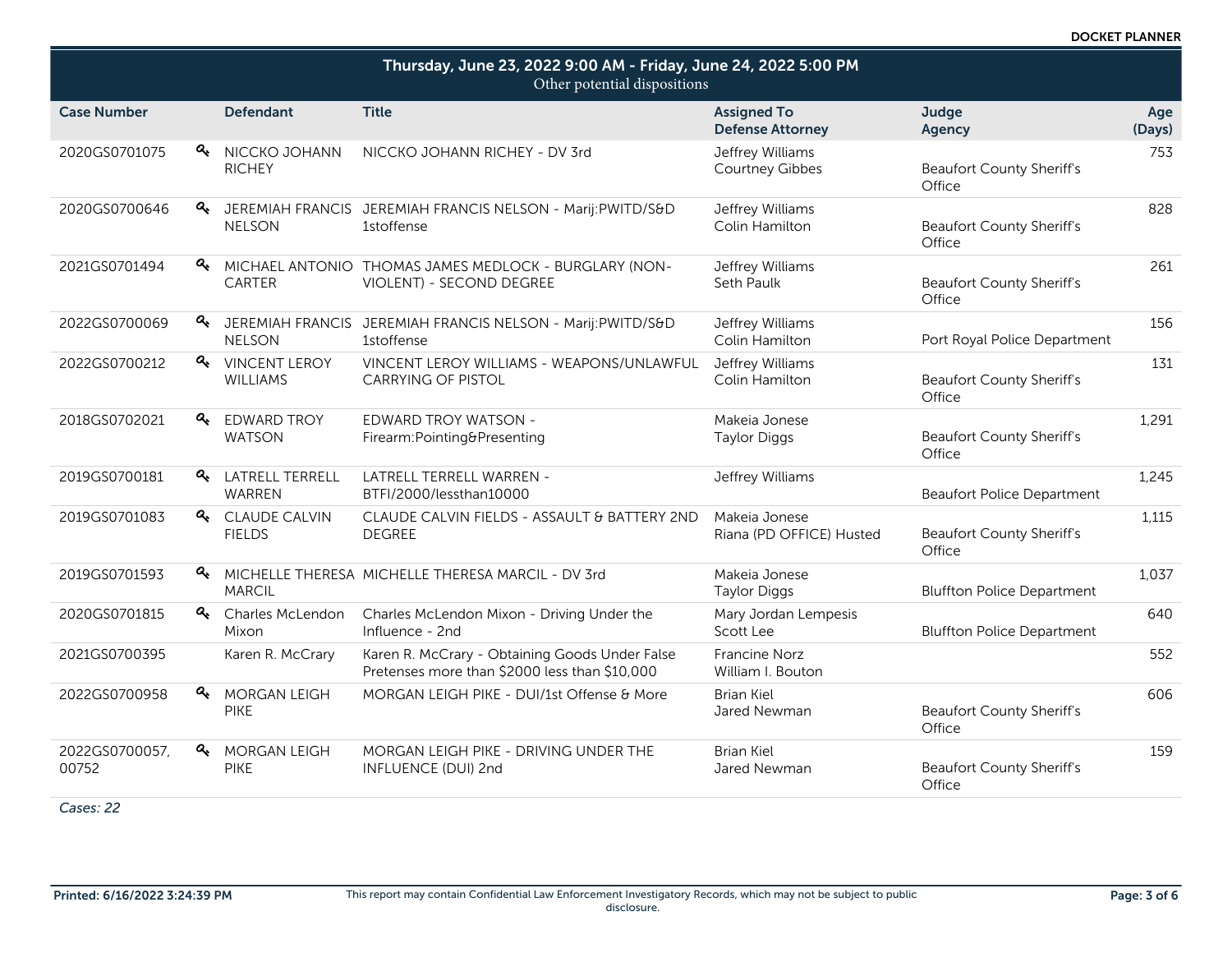**DOCKET PLANNER**

## Thursday, June 23, 2022 9:00 AM - Friday, June 24, 2022 5:00 PM

Other potential dispositions

| Case Number | Defendant | Title | Assigned To / Defense Attorney | Judge / Agency | Age (Days) |
|---|---|---|---|---|---|
| 2020GS0701075 | NICCKO JOHANN RICHEY | NICCKO JOHANN RICHEY - DV 3rd | Jeffrey Williams / Courtney Gibbes | Beaufort County Sheriff's Office | 753 |
| 2020GS0700646 | JEREMIAH FRANCIS NELSON | JEREMIAH FRANCIS NELSON - Marij:PWITD/S&D 1stoffense | Jeffrey Williams / Colin Hamilton | Beaufort County Sheriff's Office | 828 |
| 2021GS0701494 | MICHAEL ANTONIO CARTER | THOMAS JAMES MEDLOCK - BURGLARY (NON-VIOLENT) - SECOND DEGREE | Jeffrey Williams / Seth Paulk | Beaufort County Sheriff's Office | 261 |
| 2022GS0700069 | JEREMIAH FRANCIS NELSON | JEREMIAH FRANCIS NELSON - Marij:PWITD/S&D 1stoffense | Jeffrey Williams / Colin Hamilton | Port Royal Police Department | 156 |
| 2022GS0700212 | VINCENT LEROY WILLIAMS | VINCENT LEROY WILLIAMS - WEAPONS/UNLAWFUL CARRYING OF PISTOL | Jeffrey Williams / Colin Hamilton | Beaufort County Sheriff's Office | 131 |
| 2018GS0702021 | EDWARD TROY WATSON | EDWARD TROY WATSON - Firearm:Pointing&Presenting | Makeia Jonese / Taylor Diggs | Beaufort County Sheriff's Office | 1,291 |
| 2019GS0700181 | LATRELL TERRELL WARREN | LATRELL TERRELL WARREN - BTFI/2000/lessthan10000 | Jeffrey Williams | Beaufort Police Department | 1,245 |
| 2019GS0701083 | CLAUDE CALVIN FIELDS | CLAUDE CALVIN FIELDS - ASSAULT & BATTERY 2ND DEGREE | Makeia Jonese / Riana (PD OFFICE) Husted | Beaufort County Sheriff's Office | 1,115 |
| 2019GS0701593 | MICHELLE THERESA MARCIL | MICHELLE THERESA MARCIL - DV 3rd | Makeia Jonese / Taylor Diggs | Bluffton Police Department | 1,037 |
| 2020GS0701815 | Charles McLendon Mixon | Charles McLendon Mixon - Driving Under the Influence - 2nd | Mary Jordan Lempesis / Scott Lee | Bluffton Police Department | 640 |
| 2021GS0700395 | Karen R. McCrary | Karen R. McCrary - Obtaining Goods Under False Pretenses more than $2000 less than $10,000 | Francine Norz / William I. Bouton | | 552 |
| 2022GS0700958 | MORGAN LEIGH PIKE | MORGAN LEIGH PIKE - DUI/1st Offense & More | Brian Kiel / Jared Newman | Beaufort County Sheriff's Office | 606 |
| 2022GS0700057, 00752 | MORGAN LEIGH PIKE | MORGAN LEIGH PIKE - DRIVING UNDER THE INFLUENCE (DUI) 2nd | Brian Kiel / Jared Newman | Beaufort County Sheriff's Office | 159 |

*Cases: 22*

Printed: 6/16/2022 3:24:39 PM

This report may contain Confidential Law Enforcement Investigatory Records, which may not be subject to public disclosure.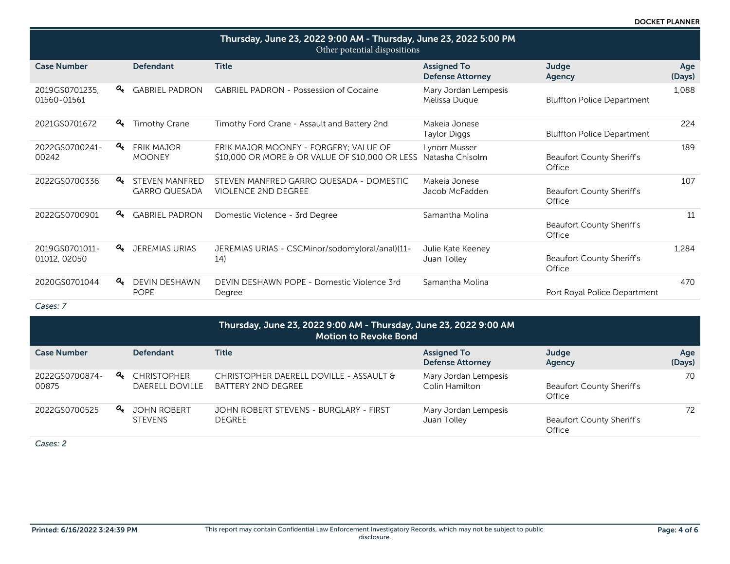**DOCKET PLANNER**

## Thursday, June 23, 2022 9:00 AM - Thursday, June 23, 2022 5:00 PM

Other potential dispositions

| Case Number | Defendant | Title | Assigned To / Defense Attorney | Judge / Agency | Age (Days) |
|---|---|---|---|---|---|
| 2019GS0701235, 01560-01561 | GABRIEL PADRON | GABRIEL PADRON - Possession of Cocaine | Mary Jordan Lempesis<br>Melissa Duque | Bluffton Police Department | 1,088 |
| 2021GS0701672 | Timothy Crane | Timothy Ford Crane - Assault and Battery 2nd | Makeia Jonese<br>Taylor Diggs | Bluffton Police Department | 224 |
| 2022GS0700241-00242 | ERIK MAJOR MOONEY | ERIK MAJOR MOONEY - FORGERY; VALUE OF $10,000 OR MORE & OR VALUE OF $10,000 OR LESS | Lynorr Musser<br>Natasha Chisolm | Beaufort County Sheriff's Office | 189 |
| 2022GS0700336 | STEVEN MANFRED GARRO QUESADA | STEVEN MANFRED GARRO QUESADA - DOMESTIC VIOLENCE 2ND DEGREE | Makeia Jonese<br>Jacob McFadden | Beaufort County Sheriff's Office | 107 |
| 2022GS0700901 | GABRIEL PADRON | Domestic Violence - 3rd Degree | Samantha Molina | Beaufort County Sheriff's Office | 11 |
| 2019GS0701011-01012, 02050 | JEREMIAS URIAS | JEREMIAS URIAS - CSCMinor/sodomy(oral/anal)(11-14) | Julie Kate Keeney<br>Juan Tolley | Beaufort County Sheriff's Office | 1,284 |
| 2020GS0701044 | DEVIN DESHAWN POPE | DEVIN DESHAWN POPE - Domestic Violence 3rd Degree | Samantha Molina | Port Royal Police Department | 470 |

*Cases: 7*

## Thursday, June 23, 2022 9:00 AM - Thursday, June 23, 2022 9:00 AM

**Motion to Revoke Bond**

| Case Number | Defendant | Title | Assigned To / Defense Attorney | Judge / Agency | Age (Days) |
|---|---|---|---|---|---|
| 2022GS0700874-00875 | CHRISTOPHER DAERELL DOVILLE | CHRISTOPHER DAERELL DOVILLE - ASSAULT & BATTERY 2ND DEGREE | Mary Jordan Lempesis<br>Colin Hamilton | Beaufort County Sheriff's Office | 70 |
| 2022GS0700525 | JOHN ROBERT STEVENS | JOHN ROBERT STEVENS - BURGLARY - FIRST DEGREE | Mary Jordan Lempesis<br>Juan Tolley | Beaufort County Sheriff's Office | 72 |

*Cases: 2*

Printed: 6/16/2022 3:24:39 PM

This report may contain Confidential Law Enforcement Investigatory Records, which may not be subject to public disclosure.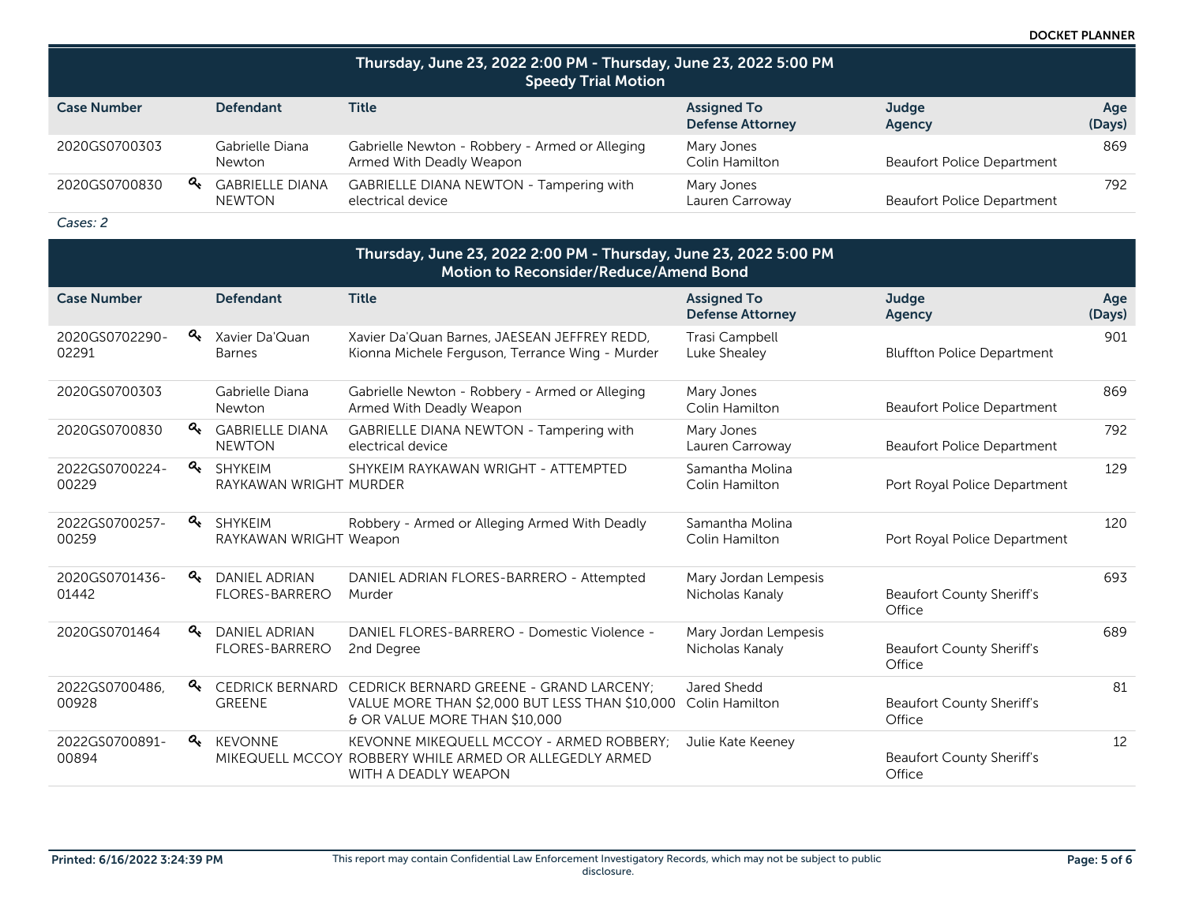## Thursday, June 23, 2022 2:00 PM - Thursday, June 23, 2022 5:00 PM
### Speedy Trial Motion

| Case Number | | Defendant | Title | Assigned To / Defense Attorney | Judge / Agency | Age (Days) |
|---|---|---|---|---|---|---|
| 2020GS0700303 | | Gabrielle Diana Newton | Gabrielle Newton - Robbery - Armed or Alleging Armed With Deadly Weapon | Mary Jones / Colin Hamilton | Beaufort Police Department | 869 |
| 2020GS0700830 | 🔍 | GABRIELLE DIANA NEWTON | GABRIELLE DIANA NEWTON - Tampering with electrical device | Mary Jones / Lauren Carroway | Beaufort Police Department | 792 |

*Cases: 2*

## Thursday, June 23, 2022 2:00 PM - Thursday, June 23, 2022 5:00 PM
### Motion to Reconsider/Reduce/Amend Bond

| Case Number | | Defendant | Title | Assigned To / Defense Attorney | Judge / Agency | Age (Days) |
|---|---|---|---|---|---|---|
| 2020GS0702290-02291 | 🔍 | Xavier Da'Quan Barnes | Xavier Da'Quan Barnes, JAESEAN JEFFREY REDD, Kionna Michele Ferguson, Terrance Wing - Murder | Trasi Campbell / Luke Shealey | Bluffton Police Department | 901 |
| 2020GS0700303 | | Gabrielle Diana Newton | Gabrielle Newton - Robbery - Armed or Alleging Armed With Deadly Weapon | Mary Jones / Colin Hamilton | Beaufort Police Department | 869 |
| 2020GS0700830 | 🔍 | GABRIELLE DIANA NEWTON | GABRIELLE DIANA NEWTON - Tampering with electrical device | Mary Jones / Lauren Carroway | Beaufort Police Department | 792 |
| 2022GS0700224-00229 | 🔍 | SHYKEIM RAYKAWAN WRIGHT | SHYKEIM RAYKAWAN WRIGHT - ATTEMPTED MURDER | Samantha Molina / Colin Hamilton | Port Royal Police Department | 129 |
| 2022GS0700257-00259 | 🔍 | SHYKEIM RAYKAWAN WRIGHT | Robbery - Armed or Alleging Armed With Deadly Weapon | Samantha Molina / Colin Hamilton | Port Royal Police Department | 120 |
| 2020GS0701436-01442 | 🔍 | DANIEL ADRIAN FLORES-BARRERO | DANIEL ADRIAN FLORES-BARRERO - Attempted Murder | Mary Jordan Lempesis / Nicholas Kanaly | Beaufort County Sheriff's Office | 693 |
| 2020GS0701464 | 🔍 | DANIEL ADRIAN FLORES-BARRERO | DANIEL FLORES-BARRERO - Domestic Violence - 2nd Degree | Mary Jordan Lempesis / Nicholas Kanaly | Beaufort County Sheriff's Office | 689 |
| 2022GS0700486, 00928 | 🔍 | CEDRICK BERNARD GREENE | CEDRICK BERNARD GREENE - GRAND LARCENY; VALUE MORE THAN $2,000 BUT LESS THAN $10,000 & OR VALUE MORE THAN $10,000 | Jared Shedd / Colin Hamilton | Beaufort County Sheriff's Office | 81 |
| 2022GS0700891-00894 | 🔍 | KEVONNE MIKEQUELL MCCOY | KEVONNE MIKEQUELL MCCOY - ARMED ROBBERY; ROBBERY WHILE ARMED OR ALLEGEDLY ARMED WITH A DEADLY WEAPON | Julie Kate Keeney | Beaufort County Sheriff's Office | 12 |

Printed: 6/16/2022 3:24:39 PM

This report may contain Confidential Law Enforcement Investigatory Records, which may not be subject to public disclosure.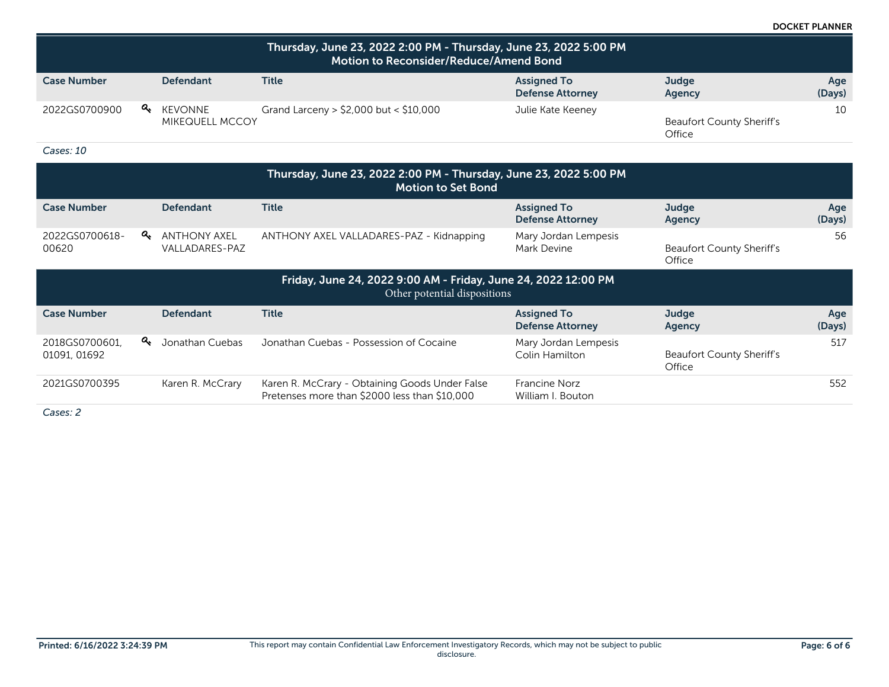## Thursday, June 23, 2022 2:00 PM - Thursday, June 23, 2022 5:00 PM
### Motion to Reconsider/Reduce/Amend Bond

| Case Number | | Defendant | Title | Assigned To<br>Defense Attorney | Judge<br>Agency | Age (Days) |
|---|---|---|---|---|---|---|
| 2022GS0700900 | 🔍 | KEVONNE MIKEQUELL MCCOY | Grand Larceny > $2,000 but < $10,000 | Julie Kate Keeney | Beaufort County Sheriff's Office | 10 |

*Cases: 10*

## Thursday, June 23, 2022 2:00 PM - Thursday, June 23, 2022 5:00 PM
### Motion to Set Bond

| Case Number | | Defendant | Title | Assigned To<br>Defense Attorney | Judge<br>Agency | Age (Days) |
|---|---|---|---|---|---|---|
| 2022GS0700618-00620 | 🔍 | ANTHONY AXEL VALLADARES-PAZ | ANTHONY AXEL VALLADARES-PAZ - Kidnapping | Mary Jordan Lempesis<br>Mark Devine | Beaufort County Sheriff's Office | 56 |

## Friday, June 24, 2022 9:00 AM - Friday, June 24, 2022 12:00 PM
### Other potential dispositions

| Case Number | | Defendant | Title | Assigned To<br>Defense Attorney | Judge<br>Agency | Age (Days) |
|---|---|---|---|---|---|---|
| 2018GS0700601, 01091, 01692 | 🔍 | Jonathan Cuebas | Jonathan Cuebas - Possession of Cocaine | Mary Jordan Lempesis<br>Colin Hamilton | Beaufort County Sheriff's Office | 517 |
| 2021GS0700395 | | Karen R. McCrary | Karen R. McCrary - Obtaining Goods Under False Pretenses more than $2000 less than $10,000 | Francine Norz<br>William I. Bouton | | 552 |

*Cases: 2*

Printed: 6/16/2022 3:24:39 PM

This report may contain Confidential Law Enforcement Investigatory Records, which may not be subject to public disclosure.